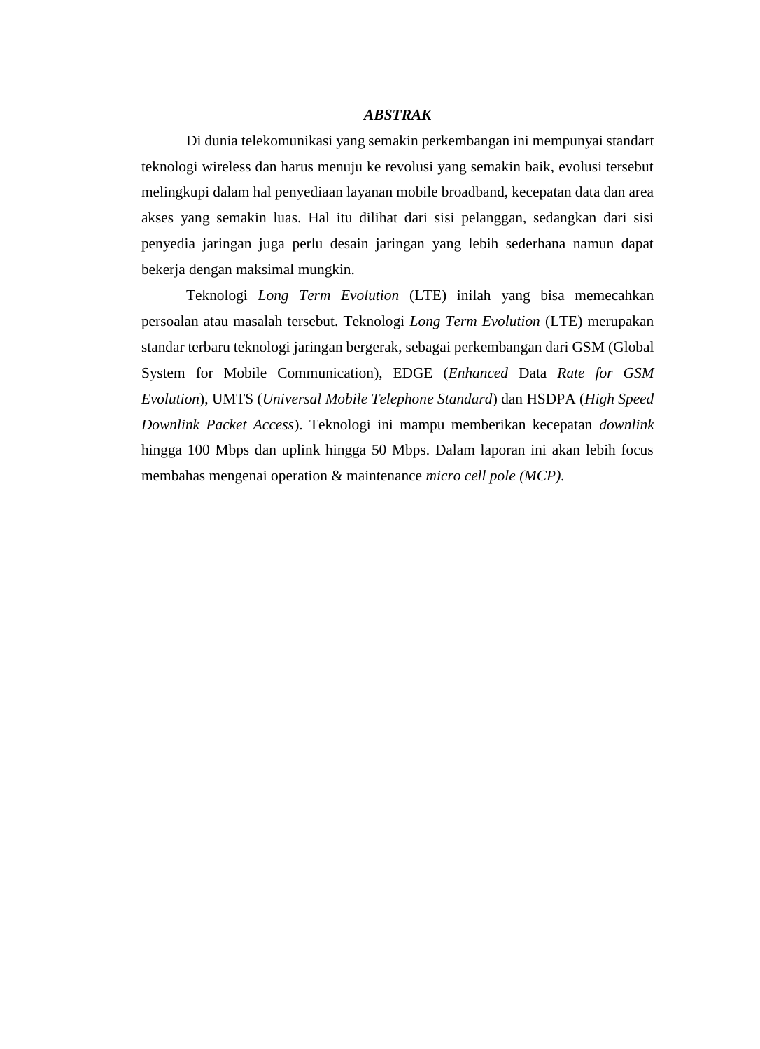# ***ABSTRAK***

Di dunia telekomunikasi yang semakin perkembangan ini mempunyai standart teknologi wireless dan harus menuju ke revolusi yang semakin baik, evolusi tersebut melingkupi dalam hal penyediaan layanan mobile broadband, kecepatan data dan area akses yang semakin luas. Hal itu dilihat dari sisi pelanggan, sedangkan dari sisi penyedia jaringan juga perlu desain jaringan yang lebih sederhana namun dapat bekerja dengan maksimal mungkin.

Teknologi *Long Term Evolution* (LTE) inilah yang bisa memecahkan persoalan atau masalah tersebut. Teknologi *Long Term Evolution* (LTE) merupakan standar terbaru teknologi jaringan bergerak, sebagai perkembangan dari GSM (Global System for Mobile Communication), EDGE (*Enhanced* Data *Rate for GSM Evolution*), UMTS (*Universal Mobile Telephone Standard*) dan HSDPA (*High Speed Downlink Packet Access*). Teknologi ini mampu memberikan kecepatan *downlink* hingga 100 Mbps dan uplink hingga 50 Mbps. Dalam laporan ini akan lebih focus membahas mengenai operation & maintenance *micro cell pole (MCP).*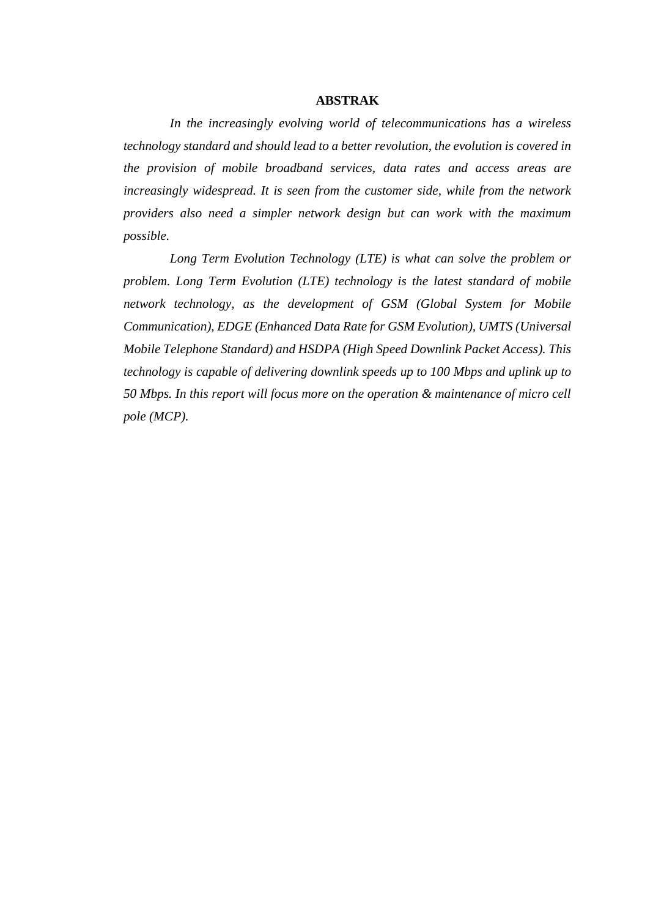# ABSTRAK

*In the increasingly evolving world of telecommunications has a wireless technology standard and should lead to a better revolution, the evolution is covered in the provision of mobile broadband services, data rates and access areas are increasingly widespread. It is seen from the customer side, while from the network providers also need a simpler network design but can work with the maximum possible.*

*Long Term Evolution Technology (LTE) is what can solve the problem or problem. Long Term Evolution (LTE) technology is the latest standard of mobile network technology, as the development of GSM (Global System for Mobile Communication), EDGE (Enhanced Data Rate for GSM Evolution), UMTS (Universal Mobile Telephone Standard) and HSDPA (High Speed Downlink Packet Access). This technology is capable of delivering downlink speeds up to 100 Mbps and uplink up to 50 Mbps. In this report will focus more on the operation & maintenance of micro cell pole (MCP).*